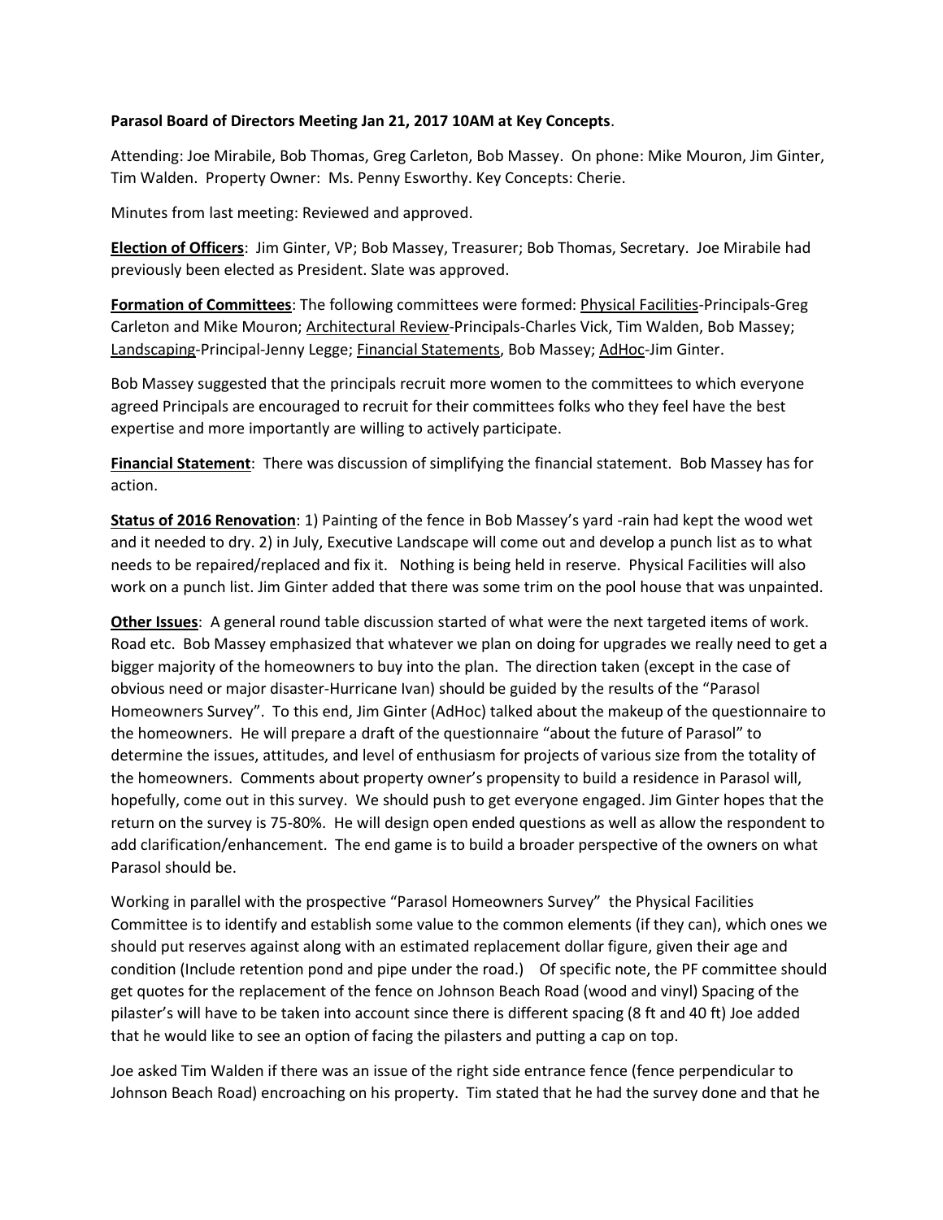**Parasol Board of Directors Meeting Jan 21, 2017 10AM at Key Concepts**.

Attending: Joe Mirabile, Bob Thomas, Greg Carleton, Bob Massey. On phone: Mike Mouron, Jim Ginter, Tim Walden. Property Owner: Ms. Penny Esworthy. Key Concepts: Cherie.

Minutes from last meeting: Reviewed and approved.

**Election of Officers**: Jim Ginter, VP; Bob Massey, Treasurer; Bob Thomas, Secretary. Joe Mirabile had previously been elected as President. Slate was approved.

**Formation of Committees**: The following committees were formed: Physical Facilities-Principals-Greg Carleton and Mike Mouron; Architectural Review-Principals-Charles Vick, Tim Walden, Bob Massey; Landscaping-Principal-Jenny Legge; Financial Statements, Bob Massey; AdHoc-Jim Ginter.

Bob Massey suggested that the principals recruit more women to the committees to which everyone agreed Principals are encouraged to recruit for their committees folks who they feel have the best expertise and more importantly are willing to actively participate.

**Financial Statement**: There was discussion of simplifying the financial statement. Bob Massey has for action.

**Status of 2016 Renovation**: 1) Painting of the fence in Bob Massey's yard -rain had kept the wood wet and it needed to dry. 2) in July, Executive Landscape will come out and develop a punch list as to what needs to be repaired/replaced and fix it. Nothing is being held in reserve. Physical Facilities will also work on a punch list. Jim Ginter added that there was some trim on the pool house that was unpainted.

**Other Issues**: A general round table discussion started of what were the next targeted items of work. Road etc. Bob Massey emphasized that whatever we plan on doing for upgrades we really need to get a bigger majority of the homeowners to buy into the plan. The direction taken (except in the case of obvious need or major disaster-Hurricane Ivan) should be guided by the results of the "Parasol Homeowners Survey". To this end, Jim Ginter (AdHoc) talked about the makeup of the questionnaire to the homeowners. He will prepare a draft of the questionnaire "about the future of Parasol" to determine the issues, attitudes, and level of enthusiasm for projects of various size from the totality of the homeowners. Comments about property owner's propensity to build a residence in Parasol will, hopefully, come out in this survey. We should push to get everyone engaged. Jim Ginter hopes that the return on the survey is 75-80%. He will design open ended questions as well as allow the respondent to add clarification/enhancement. The end game is to build a broader perspective of the owners on what Parasol should be.

Working in parallel with the prospective "Parasol Homeowners Survey" the Physical Facilities Committee is to identify and establish some value to the common elements (if they can), which ones we should put reserves against along with an estimated replacement dollar figure, given their age and condition (Include retention pond and pipe under the road.) Of specific note, the PF committee should get quotes for the replacement of the fence on Johnson Beach Road (wood and vinyl) Spacing of the pilaster's will have to be taken into account since there is different spacing (8 ft and 40 ft) Joe added that he would like to see an option of facing the pilasters and putting a cap on top.

Joe asked Tim Walden if there was an issue of the right side entrance fence (fence perpendicular to Johnson Beach Road) encroaching on his property. Tim stated that he had the survey done and that he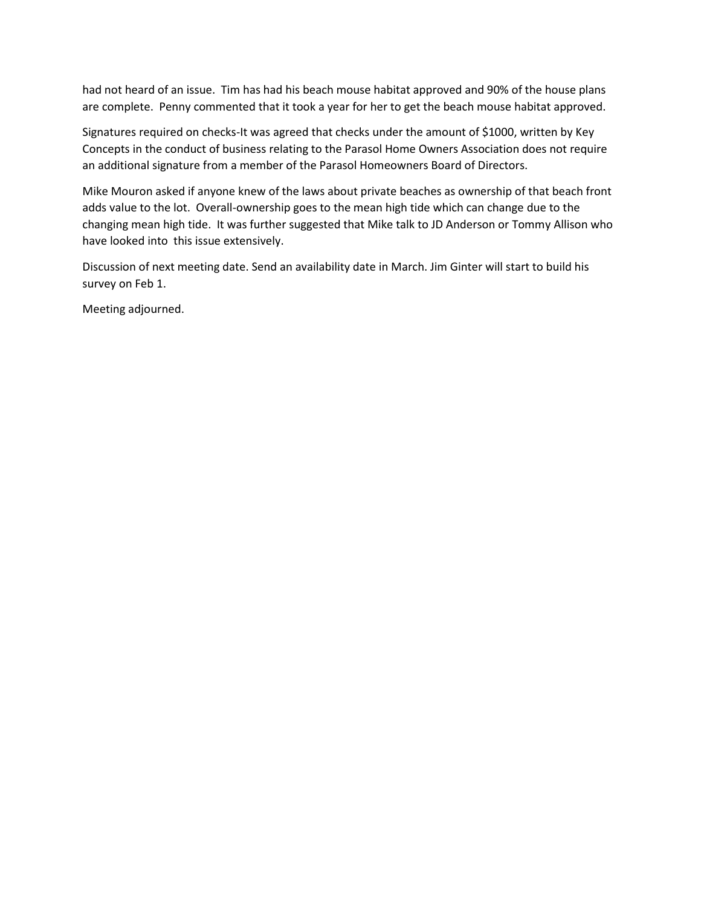had not heard of an issue. Tim has had his beach mouse habitat approved and 90% of the house plans are complete. Penny commented that it took a year for her to get the beach mouse habitat approved.

Signatures required on checks-It was agreed that checks under the amount of $1000, written by Key Concepts in the conduct of business relating to the Parasol Home Owners Association does not require an additional signature from a member of the Parasol Homeowners Board of Directors.

Mike Mouron asked if anyone knew of the laws about private beaches as ownership of that beach front adds value to the lot. Overall-ownership goes to the mean high tide which can change due to the changing mean high tide. It was further suggested that Mike talk to JD Anderson or Tommy Allison who have looked into this issue extensively.

Discussion of next meeting date. Send an availability date in March. Jim Ginter will start to build his survey on Feb 1.

Meeting adjourned.